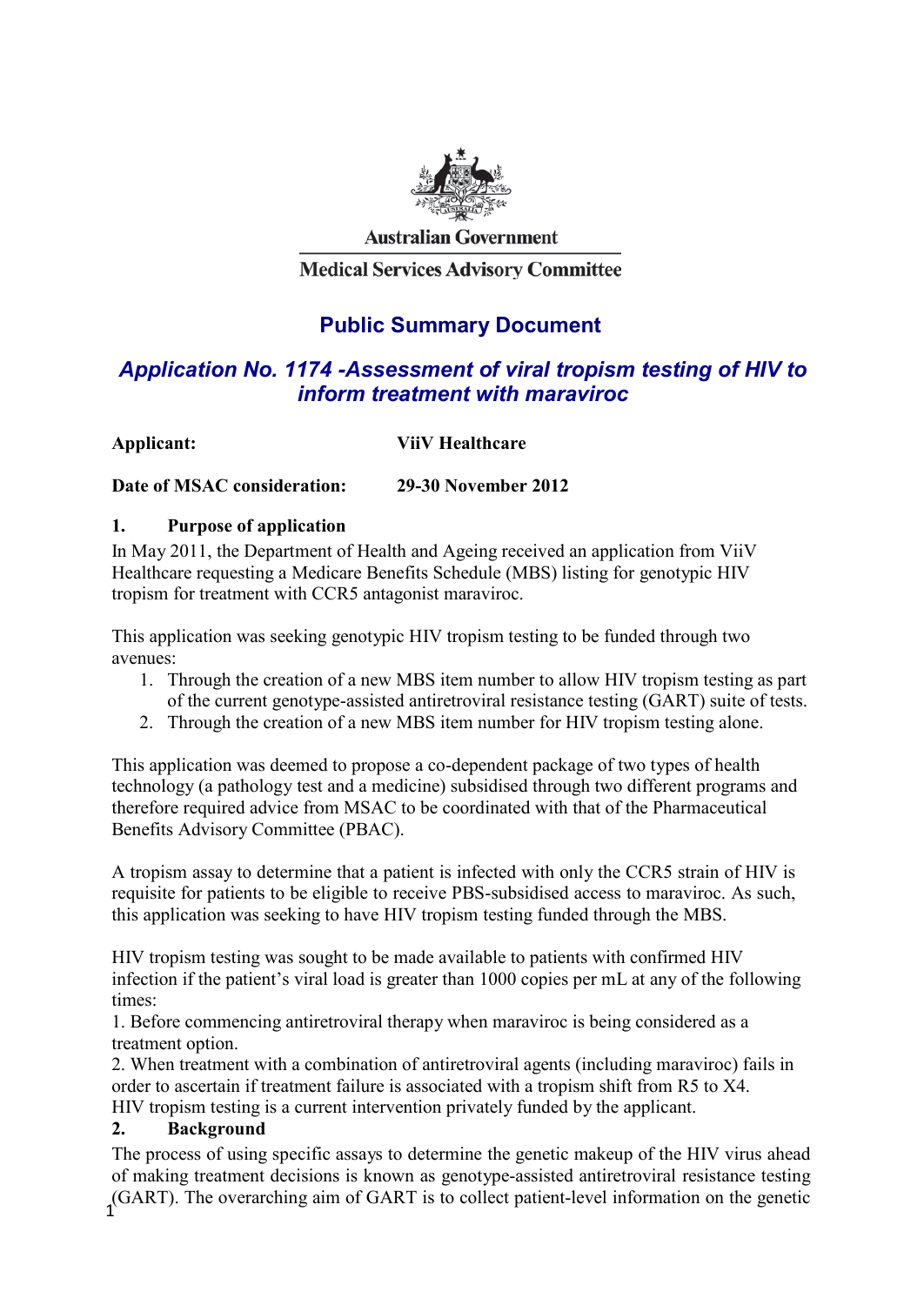Australian Government

Medical Services Advisory Committee

# Public Summary Document

## *Application No. 1174 -Assessment of viral tropism testing of HIV to inform treatment with maraviroc*

**Applicant:** **ViiV Healthcare**

**Date of MSAC consideration:** **29-30 November 2012**

### 1. Purpose of application

In May 2011, the Department of Health and Ageing received an application from ViiV Healthcare requesting a Medicare Benefits Schedule (MBS) listing for genotypic HIV tropism for treatment with CCR5 antagonist maraviroc.

This application was seeking genotypic HIV tropism testing to be funded through two avenues:

1. Through the creation of a new MBS item number to allow HIV tropism testing as part of the current genotype-assisted antiretroviral resistance testing (GART) suite of tests.
2. Through the creation of a new MBS item number for HIV tropism testing alone.

This application was deemed to propose a co-dependent package of two types of health technology (a pathology test and a medicine) subsidised through two different programs and therefore required advice from MSAC to be coordinated with that of the Pharmaceutical Benefits Advisory Committee (PBAC).

A tropism assay to determine that a patient is infected with only the CCR5 strain of HIV is requisite for patients to be eligible to receive PBS-subsidised access to maraviroc. As such, this application was seeking to have HIV tropism testing funded through the MBS.

HIV tropism testing was sought to be made available to patients with confirmed HIV infection if the patient's viral load is greater than 1000 copies per mL at any of the following times:

1. Before commencing antiretroviral therapy when maraviroc is being considered as a treatment option.
2. When treatment with a combination of antiretroviral agents (including maraviroc) fails in order to ascertain if treatment failure is associated with a tropism shift from R5 to X4.

HIV tropism testing is a current intervention privately funded by the applicant.

### 2. Background

The process of using specific assays to determine the genetic makeup of the HIV virus ahead of making treatment decisions is known as genotype-assisted antiretroviral resistance testing (GART). The overarching aim of GART is to collect patient-level information on the genetic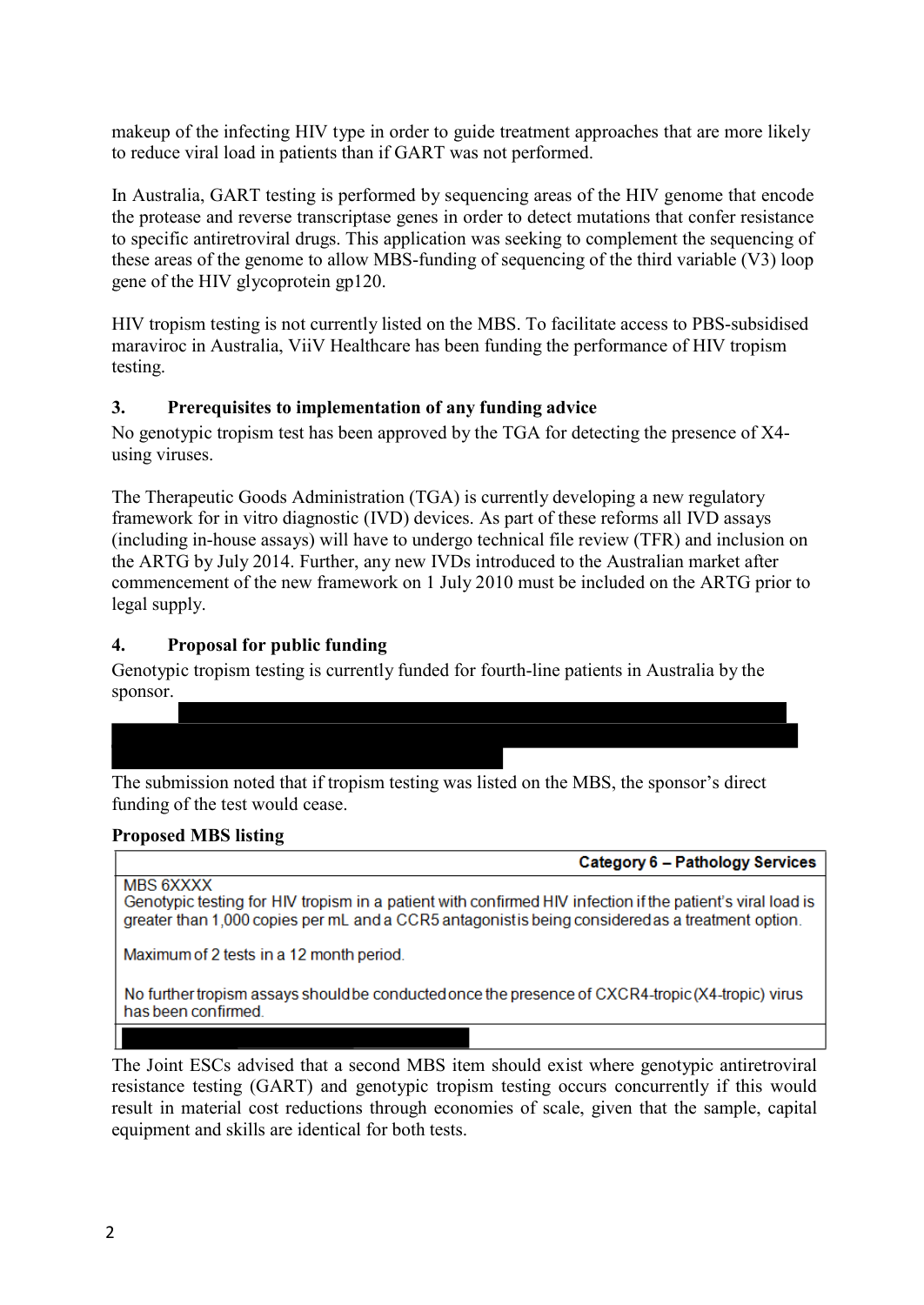makeup of the infecting HIV type in order to guide treatment approaches that are more likely to reduce viral load in patients than if GART was not performed.

In Australia, GART testing is performed by sequencing areas of the HIV genome that encode the protease and reverse transcriptase genes in order to detect mutations that confer resistance to specific antiretroviral drugs. This application was seeking to complement the sequencing of these areas of the genome to allow MBS-funding of sequencing of the third variable (V3) loop gene of the HIV glycoprotein gp120.

HIV tropism testing is not currently listed on the MBS. To facilitate access to PBS-subsidised maraviroc in Australia, ViiV Healthcare has been funding the performance of HIV tropism testing.

## 3. Prerequisites to implementation of any funding advice

No genotypic tropism test has been approved by the TGA for detecting the presence of X4-using viruses.

The Therapeutic Goods Administration (TGA) is currently developing a new regulatory framework for in vitro diagnostic (IVD) devices. As part of these reforms all IVD assays (including in-house assays) will have to undergo technical file review (TFR) and inclusion on the ARTG by July 2014. Further, any new IVDs introduced to the Australian market after commencement of the new framework on 1 July 2010 must be included on the ARTG prior to legal supply.

## 4. Proposal for public funding

Genotypic tropism testing is currently funded for fourth-line patients in Australia by the sponsor.

The submission noted that if tropism testing was listed on the MBS, the sponsor's direct funding of the test would cease.

**Proposed MBS listing**

| Category 6 – Pathology Services |
|---|
| MBS 6XXXX<br>Genotypic testing for HIV tropism in a patient with confirmed HIV infection if the patient's viral load is greater than 1,000 copies per mL and a CCR5 antagonist is being considered as a treatment option.<br><br>Maximum of 2 tests in a 12 month period.<br><br>No further tropism assays should be conducted once the presence of CXCR4-tropic (X4-tropic) virus has been confirmed. |
| |

The Joint ESCs advised that a second MBS item should exist where genotypic antiretroviral resistance testing (GART) and genotypic tropism testing occurs concurrently if this would result in material cost reductions through economies of scale, given that the sample, capital equipment and skills are identical for both tests.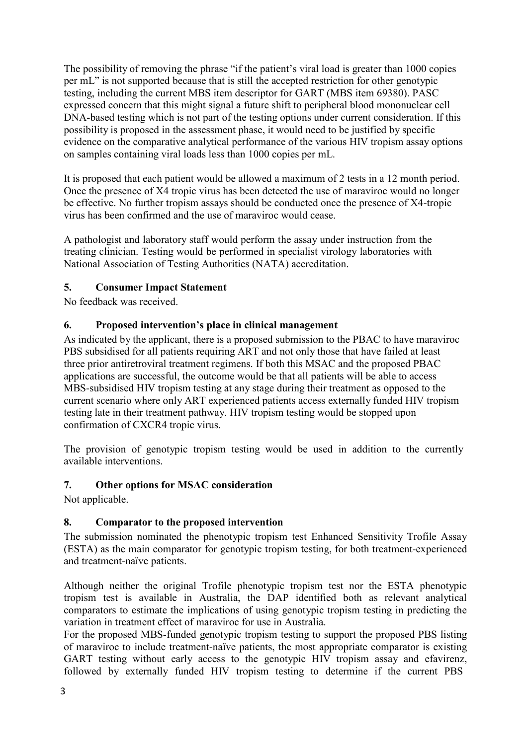The possibility of removing the phrase “if the patient’s viral load is greater than 1000 copies per mL” is not supported because that is still the accepted restriction for other genotypic testing, including the current MBS item descriptor for GART (MBS item 69380). PASC expressed concern that this might signal a future shift to peripheral blood mononuclear cell DNA-based testing which is not part of the testing options under current consideration. If this possibility is proposed in the assessment phase, it would need to be justified by specific evidence on the comparative analytical performance of the various HIV tropism assay options on samples containing viral loads less than 1000 copies per mL.

It is proposed that each patient would be allowed a maximum of 2 tests in a 12 month period. Once the presence of X4 tropic virus has been detected the use of maraviroc would no longer be effective. No further tropism assays should be conducted once the presence of X4-tropic virus has been confirmed and the use of maraviroc would cease.

A pathologist and laboratory staff would perform the assay under instruction from the treating clinician. Testing would be performed in specialist virology laboratories with National Association of Testing Authorities (NATA) accreditation.

## 5. Consumer Impact Statement

No feedback was received.

## 6. Proposed intervention’s place in clinical management

As indicated by the applicant, there is a proposed submission to the PBAC to have maraviroc PBS subsidised for all patients requiring ART and not only those that have failed at least three prior antiretroviral treatment regimens. If both this MSAC and the proposed PBAC applications are successful, the outcome would be that all patients will be able to access MBS-subsidised HIV tropism testing at any stage during their treatment as opposed to the current scenario where only ART experienced patients access externally funded HIV tropism testing late in their treatment pathway. HIV tropism testing would be stopped upon confirmation of CXCR4 tropic virus.

The provision of genotypic tropism testing would be used in addition to the currently available interventions.

## 7. Other options for MSAC consideration

Not applicable.

## 8. Comparator to the proposed intervention

The submission nominated the phenotypic tropism test Enhanced Sensitivity Trofile Assay (ESTA) as the main comparator for genotypic tropism testing, for both treatment-experienced and treatment-naïve patients.

Although neither the original Trofile phenotypic tropism test nor the ESTA phenotypic tropism test is available in Australia, the DAP identified both as relevant analytical comparators to estimate the implications of using genotypic tropism testing in predicting the variation in treatment effect of maraviroc for use in Australia.

For the proposed MBS-funded genotypic tropism testing to support the proposed PBS listing of maraviroc to include treatment-naïve patients, the most appropriate comparator is existing GART testing without early access to the genotypic HIV tropism assay and efavirenz, followed by externally funded HIV tropism testing to determine if the current PBS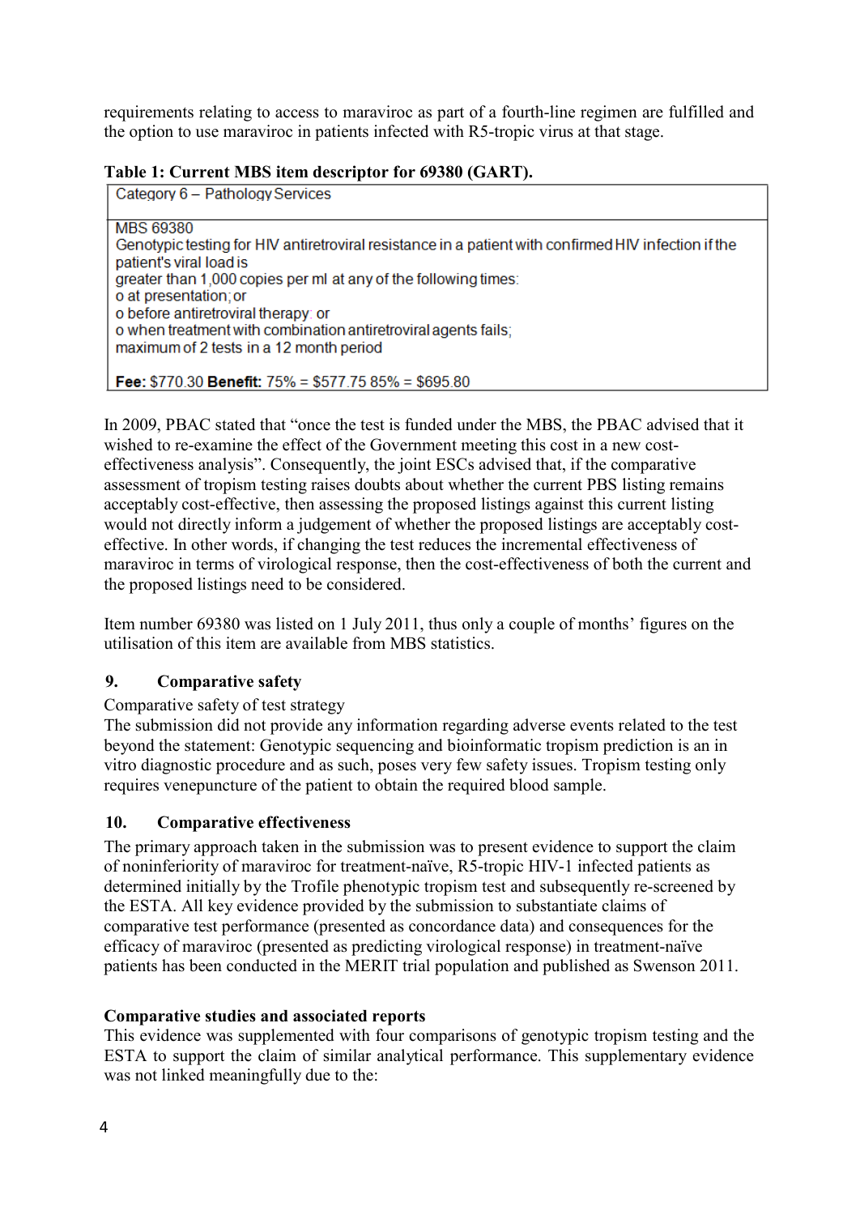requirements relating to access to maraviroc as part of a fourth-line regimen are fulfilled and the option to use maraviroc in patients infected with R5-tropic virus at that stage.

**Table 1: Current MBS item descriptor for 69380 (GART).**

| Category 6 – Pathology Services |
|---|
| MBS 69380<br>Genotypic testing for HIV antiretroviral resistance in a patient with confirmed HIV infection if the patient's viral load is<br>greater than 1,000 copies per ml at any of the following times:<br>o at presentation; or<br>o before antiretroviral therapy: or<br>o when treatment with combination antiretroviral agents fails;<br>maximum of 2 tests in a 12 month period<br><br>**Fee:** \$770.30 **Benefit:** 75% = \$577.75 85% = \$695.80 |

In 2009, PBAC stated that "once the test is funded under the MBS, the PBAC advised that it wished to re-examine the effect of the Government meeting this cost in a new cost-effectiveness analysis". Consequently, the joint ESCs advised that, if the comparative assessment of tropism testing raises doubts about whether the current PBS listing remains acceptably cost-effective, then assessing the proposed listings against this current listing would not directly inform a judgement of whether the proposed listings are acceptably cost-effective. In other words, if changing the test reduces the incremental effectiveness of maraviroc in terms of virological response, then the cost-effectiveness of both the current and the proposed listings need to be considered.

Item number 69380 was listed on 1 July 2011, thus only a couple of months' figures on the utilisation of this item are available from MBS statistics.

## 9. Comparative safety

Comparative safety of test strategy

The submission did not provide any information regarding adverse events related to the test beyond the statement: Genotypic sequencing and bioinformatic tropism prediction is an in vitro diagnostic procedure and as such, poses very few safety issues. Tropism testing only requires venepuncture of the patient to obtain the required blood sample.

## 10. Comparative effectiveness

The primary approach taken in the submission was to present evidence to support the claim of noninferiority of maraviroc for treatment-naïve, R5-tropic HIV-1 infected patients as determined initially by the Trofile phenotypic tropism test and subsequently re-screened by the ESTA. All key evidence provided by the submission to substantiate claims of comparative test performance (presented as concordance data) and consequences for the efficacy of maraviroc (presented as predicting virological response) in treatment-naïve patients has been conducted in the MERIT trial population and published as Swenson 2011.

**Comparative studies and associated reports**

This evidence was supplemented with four comparisons of genotypic tropism testing and the ESTA to support the claim of similar analytical performance. This supplementary evidence was not linked meaningfully due to the: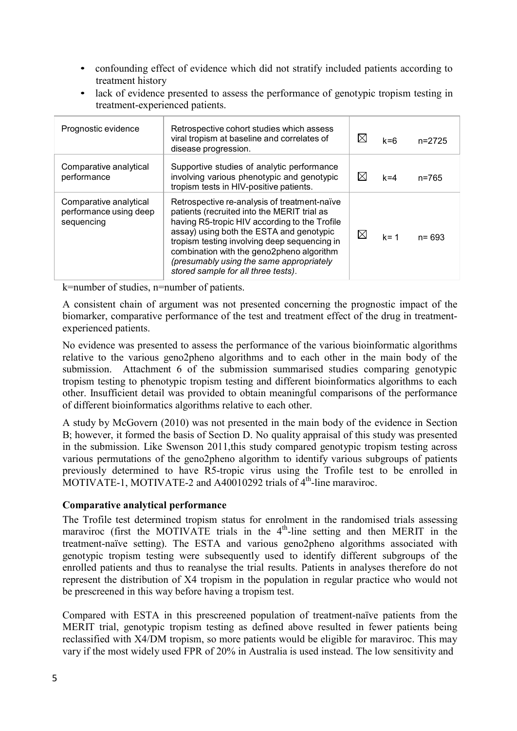- confounding effect of evidence which did not stratify included patients according to treatment history
- lack of evidence presented to assess the performance of genotypic tropism testing in treatment-experienced patients.

| | | | | |
|---|---|---|---|---|
| Prognostic evidence | Retrospective cohort studies which assess viral tropism at baseline and correlates of disease progression. | ☒ | k=6 | n=2725 |
| Comparative analytical performance | Supportive studies of analytic performance involving various phenotypic and genotypic tropism tests in HIV-positive patients. | ☒ | k=4 | n=765 |
| Comparative analytical performance using deep sequencing | Retrospective re-analysis of treatment-naïve patients (recruited into the MERIT trial as having R5-tropic HIV according to the Trofile assay) using both the ESTA and genotypic tropism testing involving deep sequencing in combination with the geno2pheno algorithm *(presumably using the same appropriately stored sample for all three tests)*. | ☒ | k= 1 | n= 693 |

k=number of studies, n=number of patients.

A consistent chain of argument was not presented concerning the prognostic impact of the biomarker, comparative performance of the test and treatment effect of the drug in treatment-experienced patients.

No evidence was presented to assess the performance of the various bioinformatic algorithms relative to the various geno2pheno algorithms and to each other in the main body of the submission. Attachment 6 of the submission summarised studies comparing genotypic tropism testing to phenotypic tropism testing and different bioinformatics algorithms to each other. Insufficient detail was provided to obtain meaningful comparisons of the performance of different bioinformatics algorithms relative to each other.

A study by McGovern (2010) was not presented in the main body of the evidence in Section B; however, it formed the basis of Section D. No quality appraisal of this study was presented in the submission. Like Swenson 2011,this study compared genotypic tropism testing across various permutations of the geno2pheno algorithm to identify various subgroups of patients previously determined to have R5-tropic virus using the Trofile test to be enrolled in MOTIVATE-1, MOTIVATE-2 and A40010292 trials of 4th-line maraviroc.

**Comparative analytical performance**

The Trofile test determined tropism status for enrolment in the randomised trials assessing maraviroc (first the MOTIVATE trials in the 4th-line setting and then MERIT in the treatment-naïve setting). The ESTA and various geno2pheno algorithms associated with genotypic tropism testing were subsequently used to identify different subgroups of the enrolled patients and thus to reanalyse the trial results. Patients in analyses therefore do not represent the distribution of X4 tropism in the population in regular practice who would not be prescreened in this way before having a tropism test.

Compared with ESTA in this prescreened population of treatment-naïve patients from the MERIT trial, genotypic tropism testing as defined above resulted in fewer patients being reclassified with X4/DM tropism, so more patients would be eligible for maraviroc. This may vary if the most widely used FPR of 20% in Australia is used instead. The low sensitivity and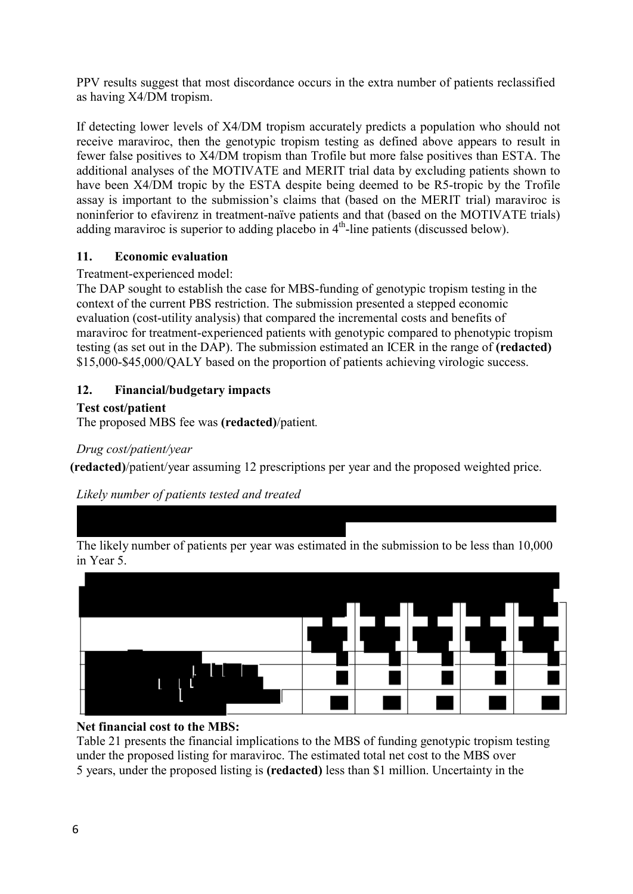PPV results suggest that most discordance occurs in the extra number of patients reclassified as having X4/DM tropism.

If detecting lower levels of X4/DM tropism accurately predicts a population who should not receive maraviroc, then the genotypic tropism testing as defined above appears to result in fewer false positives to X4/DM tropism than Trofile but more false positives than ESTA. The additional analyses of the MOTIVATE and MERIT trial data by excluding patients shown to have been X4/DM tropic by the ESTA despite being deemed to be R5-tropic by the Trofile assay is important to the submission's claims that (based on the MERIT trial) maraviroc is noninferior to efavirenz in treatment-naïve patients and that (based on the MOTIVATE trials) adding maraviroc is superior to adding placebo in 4th-line patients (discussed below).

## 11. Economic evaluation

Treatment-experienced model:

The DAP sought to establish the case for MBS-funding of genotypic tropism testing in the context of the current PBS restriction. The submission presented a stepped economic evaluation (cost-utility analysis) that compared the incremental costs and benefits of maraviroc for treatment-experienced patients with genotypic compared to phenotypic tropism testing (as set out in the DAP). The submission estimated an ICER in the range of **(redacted)** \$15,000-\$45,000/QALY based on the proportion of patients achieving virologic success.

## 12. Financial/budgetary impacts

**Test cost/patient**

The proposed MBS fee was **(redacted)**/patient.

*Drug cost/patient/year*

**(redacted)**/patient/year assuming 12 prescriptions per year and the proposed weighted price.

*Likely number of patients tested and treated*

The likely number of patients per year was estimated in the submission to be less than 10,000 in Year 5.

**Net financial cost to the MBS:**

Table 21 presents the financial implications to the MBS of funding genotypic tropism testing under the proposed listing for maraviroc. The estimated total net cost to the MBS over 5 years, under the proposed listing is **(redacted)** less than \$1 million. Uncertainty in the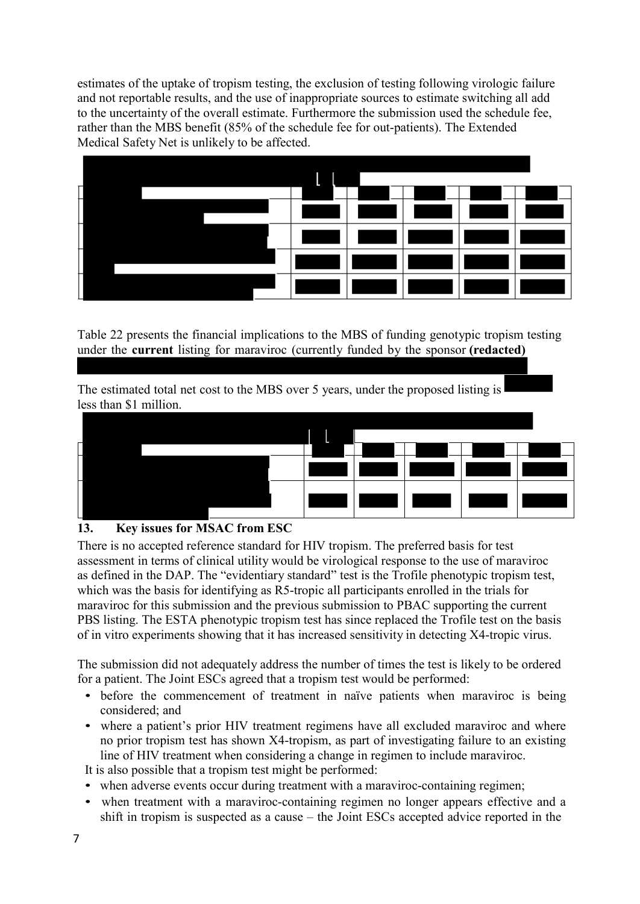estimates of the uptake of tropism testing, the exclusion of testing following virologic failure and not reportable results, and the use of inappropriate sources to estimate switching all add to the uncertainty of the overall estimate. Furthermore the submission used the schedule fee, rather than the MBS benefit (85% of the schedule fee for out-patients). The Extended Medical Safety Net is unlikely to be affected.

| | | | | | |
|---|---|---|---|---|---|
| | | | | | |
| | | | | | |
| | | | | | |
| | | | | | |

Table 22 presents the financial implications to the MBS of funding genotypic tropism testing under the **current** listing for maraviroc (currently funded by the sponsor **(redacted)**

The estimated total net cost to the MBS over 5 years, under the proposed listing is less than $1 million.

| | | | | | |
|---|---|---|---|---|---|
| | | | | | |
| | | | | | |

## 13. Key issues for MSAC from ESC

There is no accepted reference standard for HIV tropism. The preferred basis for test assessment in terms of clinical utility would be virological response to the use of maraviroc as defined in the DAP. The "evidentiary standard" test is the Trofile phenotypic tropism test, which was the basis for identifying as R5-tropic all participants enrolled in the trials for maraviroc for this submission and the previous submission to PBAC supporting the current PBS listing. The ESTA phenotypic tropism test has since replaced the Trofile test on the basis of in vitro experiments showing that it has increased sensitivity in detecting X4-tropic virus.

The submission did not adequately address the number of times the test is likely to be ordered for a patient. The Joint ESCs agreed that a tropism test would be performed:

- before the commencement of treatment in naïve patients when maraviroc is being considered; and
- where a patient's prior HIV treatment regimens have all excluded maraviroc and where no prior tropism test has shown X4-tropism, as part of investigating failure to an existing line of HIV treatment when considering a change in regimen to include maraviroc.

It is also possible that a tropism test might be performed:

- when adverse events occur during treatment with a maraviroc-containing regimen;
- when treatment with a maraviroc-containing regimen no longer appears effective and a shift in tropism is suspected as a cause – the Joint ESCs accepted advice reported in the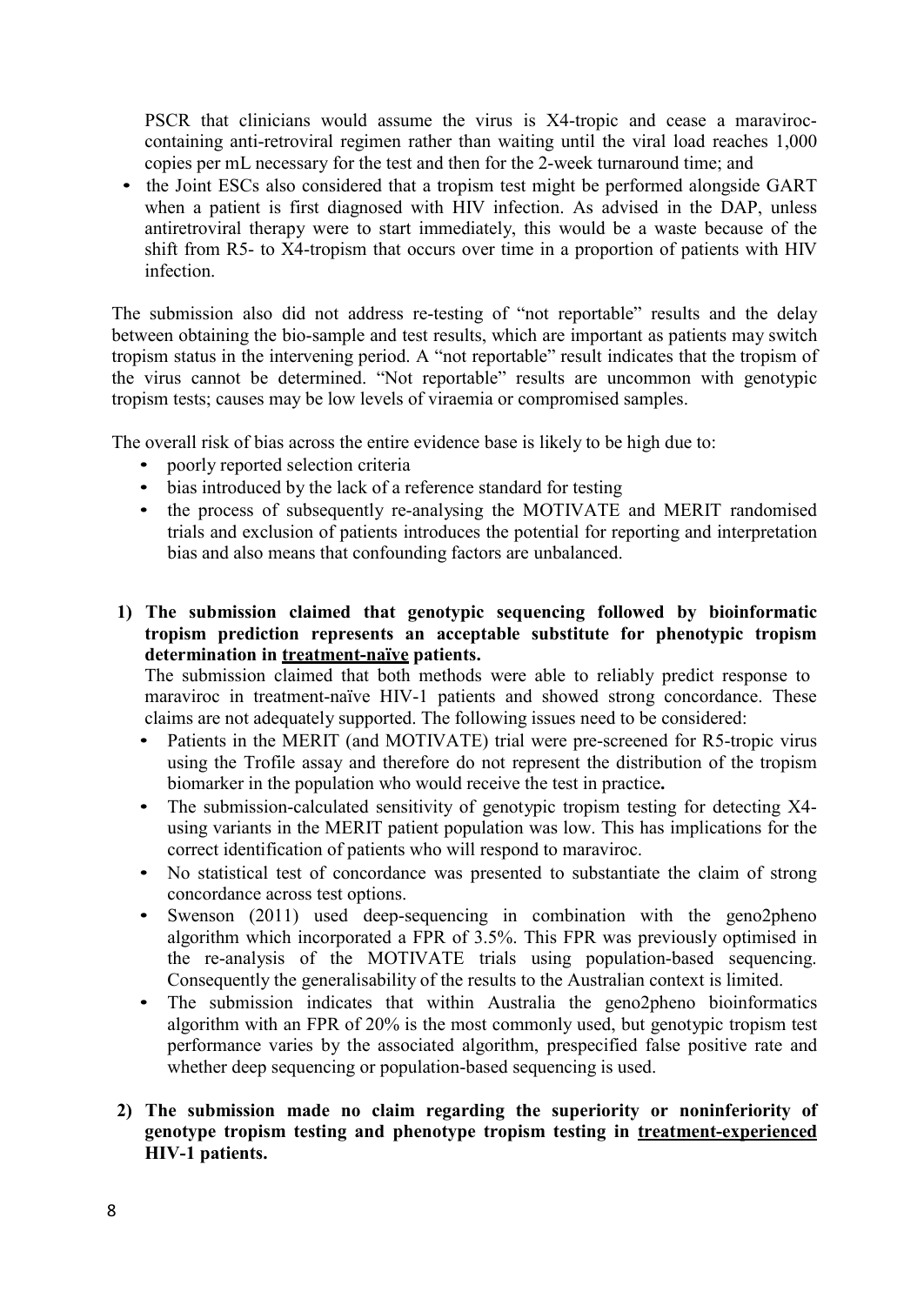PSCR that clinicians would assume the virus is X4-tropic and cease a maraviroc-containing anti-retroviral regimen rather than waiting until the viral load reaches 1,000 copies per mL necessary for the test and then for the 2-week turnaround time; and

- the Joint ESCs also considered that a tropism test might be performed alongside GART when a patient is first diagnosed with HIV infection. As advised in the DAP, unless antiretroviral therapy were to start immediately, this would be a waste because of the shift from R5- to X4-tropism that occurs over time in a proportion of patients with HIV infection.

The submission also did not address re-testing of "not reportable" results and the delay between obtaining the bio-sample and test results, which are important as patients may switch tropism status in the intervening period. A "not reportable" result indicates that the tropism of the virus cannot be determined. "Not reportable" results are uncommon with genotypic tropism tests; causes may be low levels of viraemia or compromised samples.

The overall risk of bias across the entire evidence base is likely to be high due to:

- poorly reported selection criteria
- bias introduced by the lack of a reference standard for testing
- the process of subsequently re-analysing the MOTIVATE and MERIT randomised trials and exclusion of patients introduces the potential for reporting and interpretation bias and also means that confounding factors are unbalanced.

**1) The submission claimed that genotypic sequencing followed by bioinformatic tropism prediction represents an acceptable substitute for phenotypic tropism determination in <u>treatment-naïve</u> patients.**

The submission claimed that both methods were able to reliably predict response to maraviroc in treatment-naïve HIV-1 patients and showed strong concordance. These claims are not adequately supported. The following issues need to be considered:

- Patients in the MERIT (and MOTIVATE) trial were pre-screened for R5-tropic virus using the Trofile assay and therefore do not represent the distribution of the tropism biomarker in the population who would receive the test in practice**.**
- The submission-calculated sensitivity of genotypic tropism testing for detecting X4-using variants in the MERIT patient population was low. This has implications for the correct identification of patients who will respond to maraviroc.
- No statistical test of concordance was presented to substantiate the claim of strong concordance across test options.
- Swenson (2011) used deep-sequencing in combination with the geno2pheno algorithm which incorporated a FPR of 3.5%. This FPR was previously optimised in the re-analysis of the MOTIVATE trials using population-based sequencing. Consequently the generalisability of the results to the Australian context is limited.
- The submission indicates that within Australia the geno2pheno bioinformatics algorithm with an FPR of 20% is the most commonly used, but genotypic tropism test performance varies by the associated algorithm, prespecified false positive rate and whether deep sequencing or population-based sequencing is used.

**2) The submission made no claim regarding the superiority or noninferiority of genotype tropism testing and phenotype tropism testing in <u>treatment-experienced</u> HIV-1 patients.**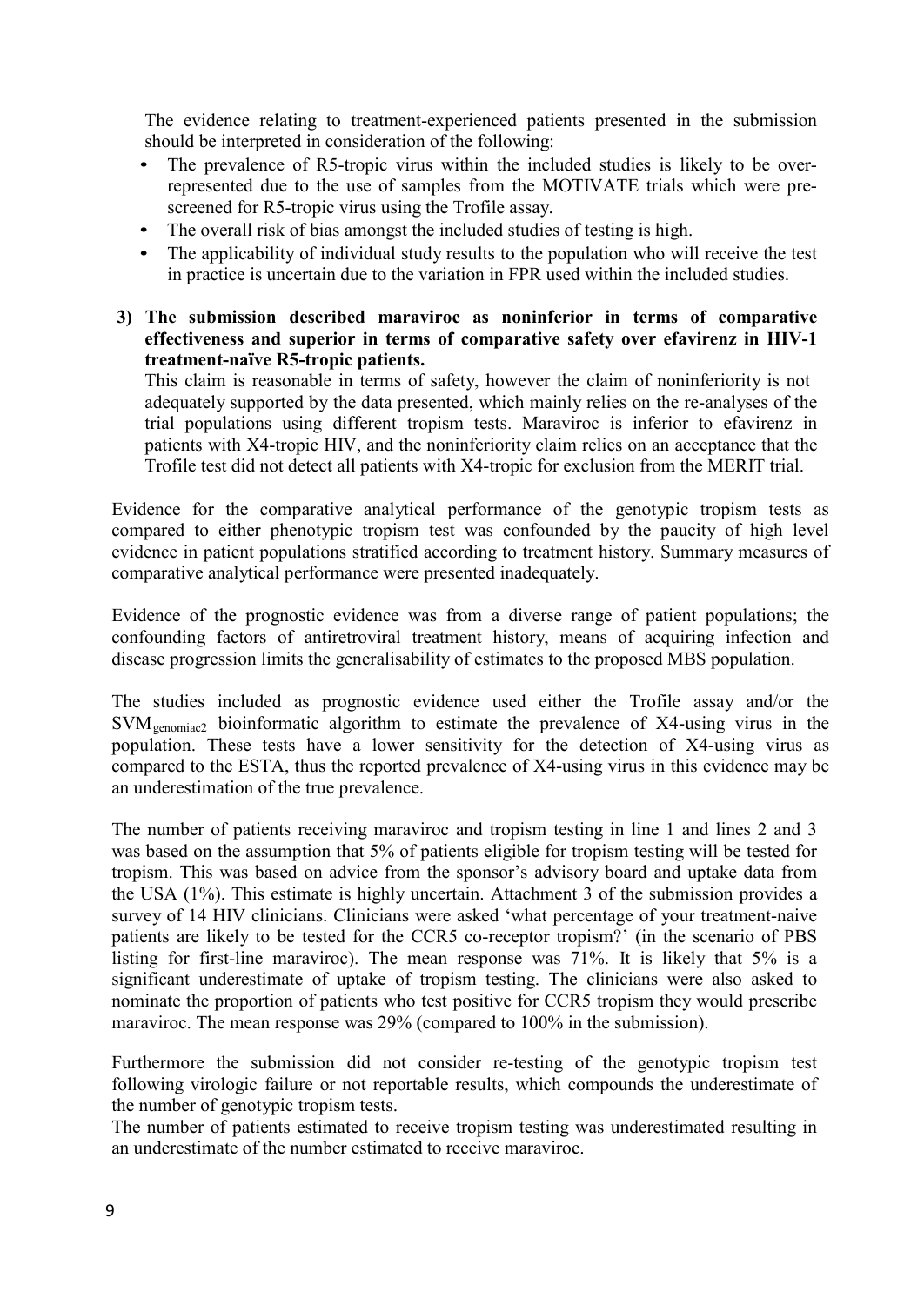The evidence relating to treatment-experienced patients presented in the submission should be interpreted in consideration of the following:

- The prevalence of R5-tropic virus within the included studies is likely to be over-represented due to the use of samples from the MOTIVATE trials which were pre-screened for R5-tropic virus using the Trofile assay.
- The overall risk of bias amongst the included studies of testing is high.
- The applicability of individual study results to the population who will receive the test in practice is uncertain due to the variation in FPR used within the included studies.

**3) The submission described maraviroc as noninferior in terms of comparative effectiveness and superior in terms of comparative safety over efavirenz in HIV-1 treatment-naïve R5-tropic patients.**

This claim is reasonable in terms of safety, however the claim of noninferiority is not adequately supported by the data presented, which mainly relies on the re-analyses of the trial populations using different tropism tests. Maraviroc is inferior to efavirenz in patients with X4-tropic HIV, and the noninferiority claim relies on an acceptance that the Trofile test did not detect all patients with X4-tropic for exclusion from the MERIT trial.

Evidence for the comparative analytical performance of the genotypic tropism tests as compared to either phenotypic tropism test was confounded by the paucity of high level evidence in patient populations stratified according to treatment history. Summary measures of comparative analytical performance were presented inadequately.

Evidence of the prognostic evidence was from a diverse range of patient populations; the confounding factors of antiretroviral treatment history, means of acquiring infection and disease progression limits the generalisability of estimates to the proposed MBS population.

The studies included as prognostic evidence used either the Trofile assay and/or the $SVM_{genomiac2}$ bioinformatic algorithm to estimate the prevalence of X4-using virus in the population. These tests have a lower sensitivity for the detection of X4-using virus as compared to the ESTA, thus the reported prevalence of X4-using virus in this evidence may be an underestimation of the true prevalence.

The number of patients receiving maraviroc and tropism testing in line 1 and lines 2 and 3 was based on the assumption that 5% of patients eligible for tropism testing will be tested for tropism. This was based on advice from the sponsor's advisory board and uptake data from the USA (1%). This estimate is highly uncertain. Attachment 3 of the submission provides a survey of 14 HIV clinicians. Clinicians were asked 'what percentage of your treatment-naive patients are likely to be tested for the CCR5 co-receptor tropism?' (in the scenario of PBS listing for first-line maraviroc). The mean response was 71%. It is likely that 5% is a significant underestimate of uptake of tropism testing. The clinicians were also asked to nominate the proportion of patients who test positive for CCR5 tropism they would prescribe maraviroc. The mean response was 29% (compared to 100% in the submission).

Furthermore the submission did not consider re-testing of the genotypic tropism test following virologic failure or not reportable results, which compounds the underestimate of the number of genotypic tropism tests.

The number of patients estimated to receive tropism testing was underestimated resulting in an underestimate of the number estimated to receive maraviroc.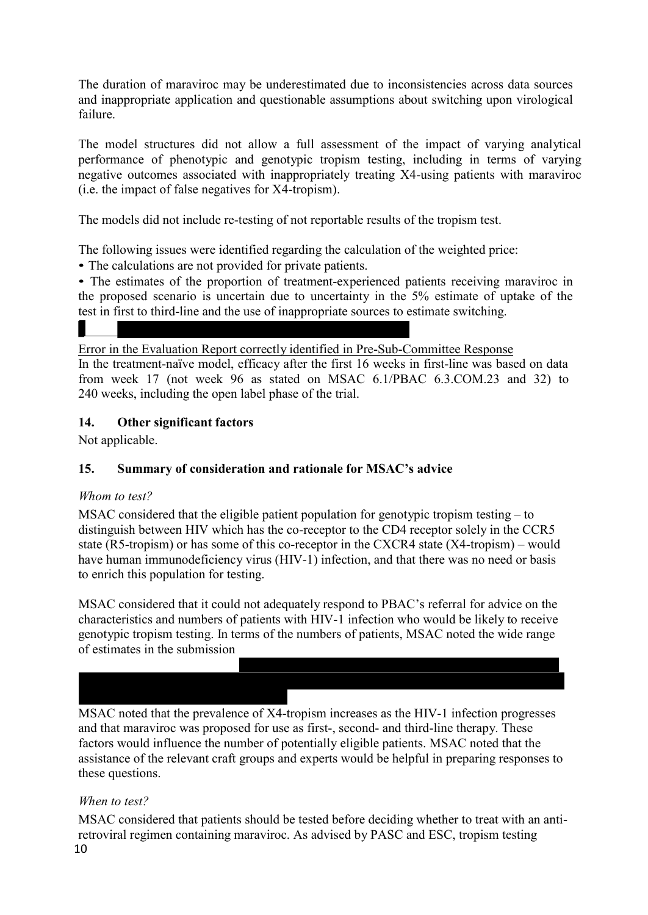The duration of maraviroc may be underestimated due to inconsistencies across data sources and inappropriate application and questionable assumptions about switching upon virological failure.

The model structures did not allow a full assessment of the impact of varying analytical performance of phenotypic and genotypic tropism testing, including in terms of varying negative outcomes associated with inappropriately treating X4-using patients with maraviroc (i.e. the impact of false negatives for X4-tropism).

The models did not include re-testing of not reportable results of the tropism test.

The following issues were identified regarding the calculation of the weighted price:

- The calculations are not provided for private patients.
- The estimates of the proportion of treatment-experienced patients receiving maraviroc in the proposed scenario is uncertain due to uncertainty in the 5% estimate of uptake of the test in first to third-line and the use of inappropriate sources to estimate switching.

Error in the Evaluation Report correctly identified in Pre-Sub-Committee Response

In the treatment-naïve model, efficacy after the first 16 weeks in first-line was based on data from week 17 (not week 96 as stated on MSAC 6.1/PBAC 6.3.COM.23 and 32) to 240 weeks, including the open label phase of the trial.

## 14. Other significant factors

Not applicable.

## 15. Summary of consideration and rationale for MSAC's advice

*Whom to test?*

MSAC considered that the eligible patient population for genotypic tropism testing – to distinguish between HIV which has the co-receptor to the CD4 receptor solely in the CCR5 state (R5-tropism) or has some of this co-receptor in the CXCR4 state (X4-tropism) – would have human immunodeficiency virus (HIV-1) infection, and that there was no need or basis to enrich this population for testing.

MSAC considered that it could not adequately respond to PBAC's referral for advice on the characteristics and numbers of patients with HIV-1 infection who would be likely to receive genotypic tropism testing. In terms of the numbers of patients, MSAC noted the wide range of estimates in the submission

MSAC noted that the prevalence of X4-tropism increases as the HIV-1 infection progresses and that maraviroc was proposed for use as first-, second- and third-line therapy. These factors would influence the number of potentially eligible patients. MSAC noted that the assistance of the relevant craft groups and experts would be helpful in preparing responses to these questions.

*When to test?*

MSAC considered that patients should be tested before deciding whether to treat with an anti-retroviral regimen containing maraviroc. As advised by PASC and ESC, tropism testing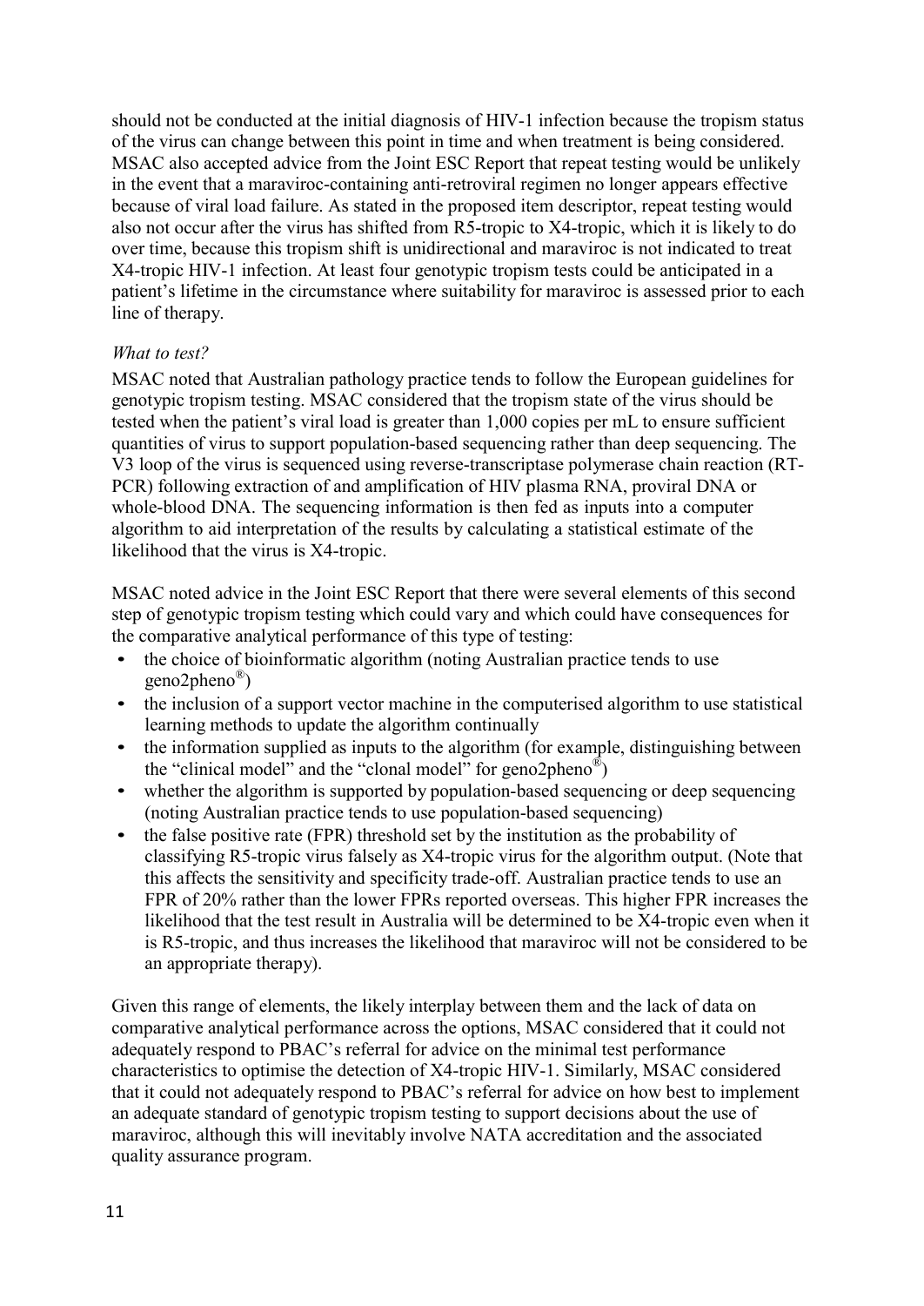should not be conducted at the initial diagnosis of HIV-1 infection because the tropism status of the virus can change between this point in time and when treatment is being considered. MSAC also accepted advice from the Joint ESC Report that repeat testing would be unlikely in the event that a maraviroc-containing anti-retroviral regimen no longer appears effective because of viral load failure. As stated in the proposed item descriptor, repeat testing would also not occur after the virus has shifted from R5-tropic to X4-tropic, which it is likely to do over time, because this tropism shift is unidirectional and maraviroc is not indicated to treat X4-tropic HIV-1 infection. At least four genotypic tropism tests could be anticipated in a patient's lifetime in the circumstance where suitability for maraviroc is assessed prior to each line of therapy.

*What to test?*

MSAC noted that Australian pathology practice tends to follow the European guidelines for genotypic tropism testing. MSAC considered that the tropism state of the virus should be tested when the patient's viral load is greater than 1,000 copies per mL to ensure sufficient quantities of virus to support population-based sequencing rather than deep sequencing. The V3 loop of the virus is sequenced using reverse-transcriptase polymerase chain reaction (RT-PCR) following extraction of and amplification of HIV plasma RNA, proviral DNA or whole-blood DNA. The sequencing information is then fed as inputs into a computer algorithm to aid interpretation of the results by calculating a statistical estimate of the likelihood that the virus is X4-tropic.

MSAC noted advice in the Joint ESC Report that there were several elements of this second step of genotypic tropism testing which could vary and which could have consequences for the comparative analytical performance of this type of testing:

- the choice of bioinformatic algorithm (noting Australian practice tends to use geno2pheno®)
- the inclusion of a support vector machine in the computerised algorithm to use statistical learning methods to update the algorithm continually
- the information supplied as inputs to the algorithm (for example, distinguishing between the "clinical model" and the "clonal model" for geno2pheno®)
- whether the algorithm is supported by population-based sequencing or deep sequencing (noting Australian practice tends to use population-based sequencing)
- the false positive rate (FPR) threshold set by the institution as the probability of classifying R5-tropic virus falsely as X4-tropic virus for the algorithm output. (Note that this affects the sensitivity and specificity trade-off. Australian practice tends to use an FPR of 20% rather than the lower FPRs reported overseas. This higher FPR increases the likelihood that the test result in Australia will be determined to be X4-tropic even when it is R5-tropic, and thus increases the likelihood that maraviroc will not be considered to be an appropriate therapy).

Given this range of elements, the likely interplay between them and the lack of data on comparative analytical performance across the options, MSAC considered that it could not adequately respond to PBAC's referral for advice on the minimal test performance characteristics to optimise the detection of X4-tropic HIV-1. Similarly, MSAC considered that it could not adequately respond to PBAC's referral for advice on how best to implement an adequate standard of genotypic tropism testing to support decisions about the use of maraviroc, although this will inevitably involve NATA accreditation and the associated quality assurance program.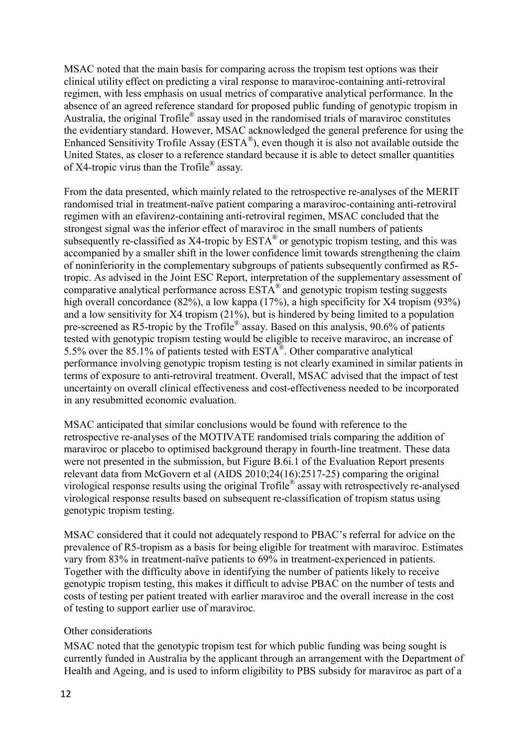MSAC noted that the main basis for comparing across the tropism test options was their clinical utility effect on predicting a viral response to maraviroc-containing anti-retroviral regimen, with less emphasis on usual metrics of comparative analytical performance. In the absence of an agreed reference standard for proposed public funding of genotypic tropism in Australia, the original Trofile® assay used in the randomised trials of maraviroc constitutes the evidentiary standard. However, MSAC acknowledged the general preference for using the Enhanced Sensitivity Trofile Assay (ESTA®), even though it is also not available outside the United States, as closer to a reference standard because it is able to detect smaller quantities of X4-tropic virus than the Trofile® assay.

From the data presented, which mainly related to the retrospective re-analyses of the MERIT randomised trial in treatment-naïve patient comparing a maraviroc-containing anti-retroviral regimen with an efavirenz-containing anti-retroviral regimen, MSAC concluded that the strongest signal was the inferior effect of maraviroc in the small numbers of patients subsequently re-classified as X4-tropic by ESTA® or genotypic tropism testing, and this was accompanied by a smaller shift in the lower confidence limit towards strengthening the claim of noninferiority in the complementary subgroups of patients subsequently confirmed as R5-tropic. As advised in the Joint ESC Report, interpretation of the supplementary assessment of comparative analytical performance across ESTA® and genotypic tropism testing suggests high overall concordance (82%), a low kappa (17%), a high specificity for X4 tropism (93%) and a low sensitivity for X4 tropism (21%), but is hindered by being limited to a population pre-screened as R5-tropic by the Trofile® assay. Based on this analysis, 90.6% of patients tested with genotypic tropism testing would be eligible to receive maraviroc, an increase of 5.5% over the 85.1% of patients tested with ESTA®. Other comparative analytical performance involving genotypic tropism testing is not clearly examined in similar patients in terms of exposure to anti-retroviral treatment. Overall, MSAC advised that the impact of test uncertainty on overall clinical effectiveness and cost-effectiveness needed to be incorporated in any resubmitted economic evaluation.

MSAC anticipated that similar conclusions would be found with reference to the retrospective re-analyses of the MOTIVATE randomised trials comparing the addition of maraviroc or placebo to optimised background therapy in fourth-line treatment. These data were not presented in the submission, but Figure B.6i.1 of the Evaluation Report presents relevant data from McGovern et al (AIDS 2010;24(16):2517-25) comparing the original virological response results using the original Trofile® assay with retrospectively re-analysed virological response results based on subsequent re-classification of tropism status using genotypic tropism testing.

MSAC considered that it could not adequately respond to PBAC's referral for advice on the prevalence of R5-tropism as a basis for being eligible for treatment with maraviroc. Estimates vary from 83% in treatment-naïve patients to 69% in treatment-experienced in patients. Together with the difficulty above in identifying the number of patients likely to receive genotypic tropism testing, this makes it difficult to advise PBAC on the number of tests and costs of testing per patient treated with earlier maraviroc and the overall increase in the cost of testing to support earlier use of maraviroc.

### Other considerations

MSAC noted that the genotypic tropism test for which public funding was being sought is currently funded in Australia by the applicant through an arrangement with the Department of Health and Ageing, and is used to inform eligibility to PBS subsidy for maraviroc as part of a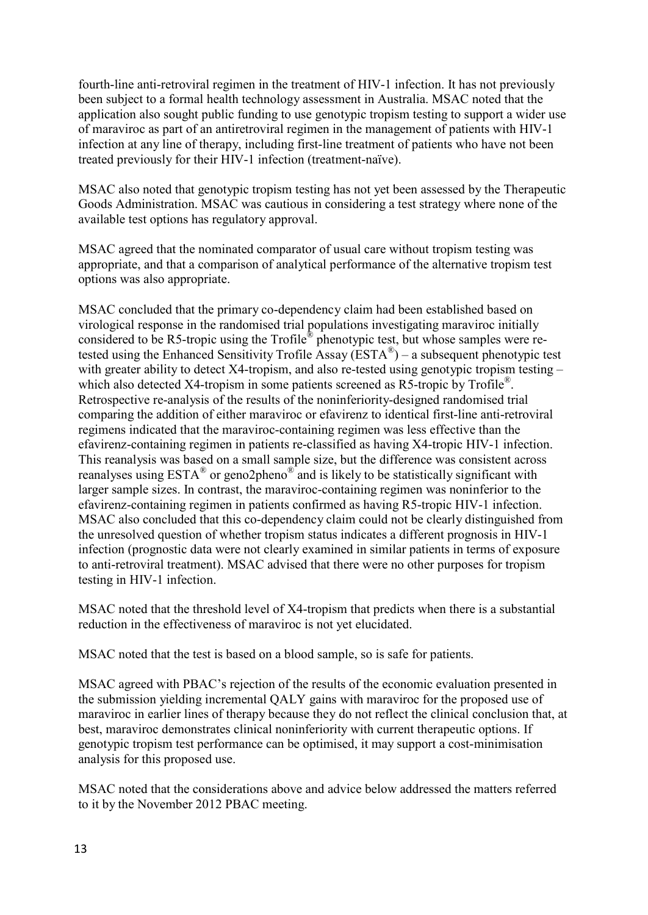fourth-line anti-retroviral regimen in the treatment of HIV-1 infection. It has not previously been subject to a formal health technology assessment in Australia. MSAC noted that the application also sought public funding to use genotypic tropism testing to support a wider use of maraviroc as part of an antiretroviral regimen in the management of patients with HIV-1 infection at any line of therapy, including first-line treatment of patients who have not been treated previously for their HIV-1 infection (treatment-naïve).

MSAC also noted that genotypic tropism testing has not yet been assessed by the Therapeutic Goods Administration. MSAC was cautious in considering a test strategy where none of the available test options has regulatory approval.

MSAC agreed that the nominated comparator of usual care without tropism testing was appropriate, and that a comparison of analytical performance of the alternative tropism test options was also appropriate.

MSAC concluded that the primary co-dependency claim had been established based on virological response in the randomised trial populations investigating maraviroc initially considered to be R5-tropic using the Trofile® phenotypic test, but whose samples were re-tested using the Enhanced Sensitivity Trofile Assay (ESTA®) – a subsequent phenotypic test with greater ability to detect X4-tropism, and also re-tested using genotypic tropism testing – which also detected X4-tropism in some patients screened as R5-tropic by Trofile®. Retrospective re-analysis of the results of the noninferiority-designed randomised trial comparing the addition of either maraviroc or efavirenz to identical first-line anti-retroviral regimens indicated that the maraviroc-containing regimen was less effective than the efavirenz-containing regimen in patients re-classified as having X4-tropic HIV-1 infection. This reanalysis was based on a small sample size, but the difference was consistent across reanalyses using ESTA® or geno2pheno® and is likely to be statistically significant with larger sample sizes. In contrast, the maraviroc-containing regimen was noninferior to the efavirenz-containing regimen in patients confirmed as having R5-tropic HIV-1 infection. MSAC also concluded that this co-dependency claim could not be clearly distinguished from the unresolved question of whether tropism status indicates a different prognosis in HIV-1 infection (prognostic data were not clearly examined in similar patients in terms of exposure to anti-retroviral treatment). MSAC advised that there were no other purposes for tropism testing in HIV-1 infection.

MSAC noted that the threshold level of X4-tropism that predicts when there is a substantial reduction in the effectiveness of maraviroc is not yet elucidated.

MSAC noted that the test is based on a blood sample, so is safe for patients.

MSAC agreed with PBAC's rejection of the results of the economic evaluation presented in the submission yielding incremental QALY gains with maraviroc for the proposed use of maraviroc in earlier lines of therapy because they do not reflect the clinical conclusion that, at best, maraviroc demonstrates clinical noninferiority with current therapeutic options. If genotypic tropism test performance can be optimised, it may support a cost-minimisation analysis for this proposed use.

MSAC noted that the considerations above and advice below addressed the matters referred to it by the November 2012 PBAC meeting.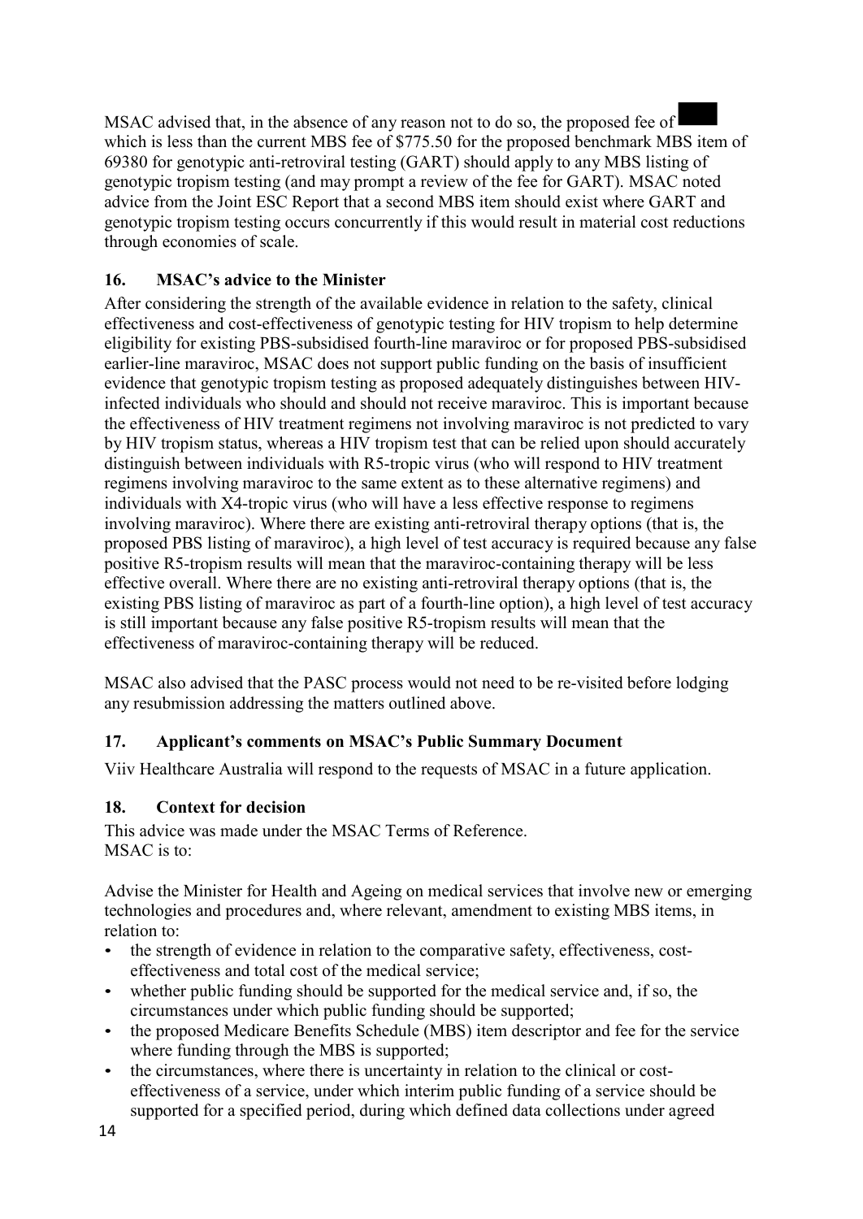MSAC advised that, in the absence of any reason not to do so, the proposed fee of ███ which is less than the current MBS fee of $775.50 for the proposed benchmark MBS item of 69380 for genotypic anti-retroviral testing (GART) should apply to any MBS listing of genotypic tropism testing (and may prompt a review of the fee for GART). MSAC noted advice from the Joint ESC Report that a second MBS item should exist where GART and genotypic tropism testing occurs concurrently if this would result in material cost reductions through economies of scale.

## 16. MSAC's advice to the Minister

After considering the strength of the available evidence in relation to the safety, clinical effectiveness and cost-effectiveness of genotypic testing for HIV tropism to help determine eligibility for existing PBS-subsidised fourth-line maraviroc or for proposed PBS-subsidised earlier-line maraviroc, MSAC does not support public funding on the basis of insufficient evidence that genotypic tropism testing as proposed adequately distinguishes between HIV-infected individuals who should and should not receive maraviroc. This is important because the effectiveness of HIV treatment regimens not involving maraviroc is not predicted to vary by HIV tropism status, whereas a HIV tropism test that can be relied upon should accurately distinguish between individuals with R5-tropic virus (who will respond to HIV treatment regimens involving maraviroc to the same extent as to these alternative regimens) and individuals with X4-tropic virus (who will have a less effective response to regimens involving maraviroc). Where there are existing anti-retroviral therapy options (that is, the proposed PBS listing of maraviroc), a high level of test accuracy is required because any false positive R5-tropism results will mean that the maraviroc-containing therapy will be less effective overall. Where there are no existing anti-retroviral therapy options (that is, the existing PBS listing of maraviroc as part of a fourth-line option), a high level of test accuracy is still important because any false positive R5-tropism results will mean that the effectiveness of maraviroc-containing therapy will be reduced.

MSAC also advised that the PASC process would not need to be re-visited before lodging any resubmission addressing the matters outlined above.

## 17. Applicant's comments on MSAC's Public Summary Document

Viiv Healthcare Australia will respond to the requests of MSAC in a future application.

## 18. Context for decision

This advice was made under the MSAC Terms of Reference.
MSAC is to:

Advise the Minister for Health and Ageing on medical services that involve new or emerging technologies and procedures and, where relevant, amendment to existing MBS items, in relation to:

- the strength of evidence in relation to the comparative safety, effectiveness, cost-effectiveness and total cost of the medical service;
- whether public funding should be supported for the medical service and, if so, the circumstances under which public funding should be supported;
- the proposed Medicare Benefits Schedule (MBS) item descriptor and fee for the service where funding through the MBS is supported;
- the circumstances, where there is uncertainty in relation to the clinical or cost-effectiveness of a service, under which interim public funding of a service should be supported for a specified period, during which defined data collections under agreed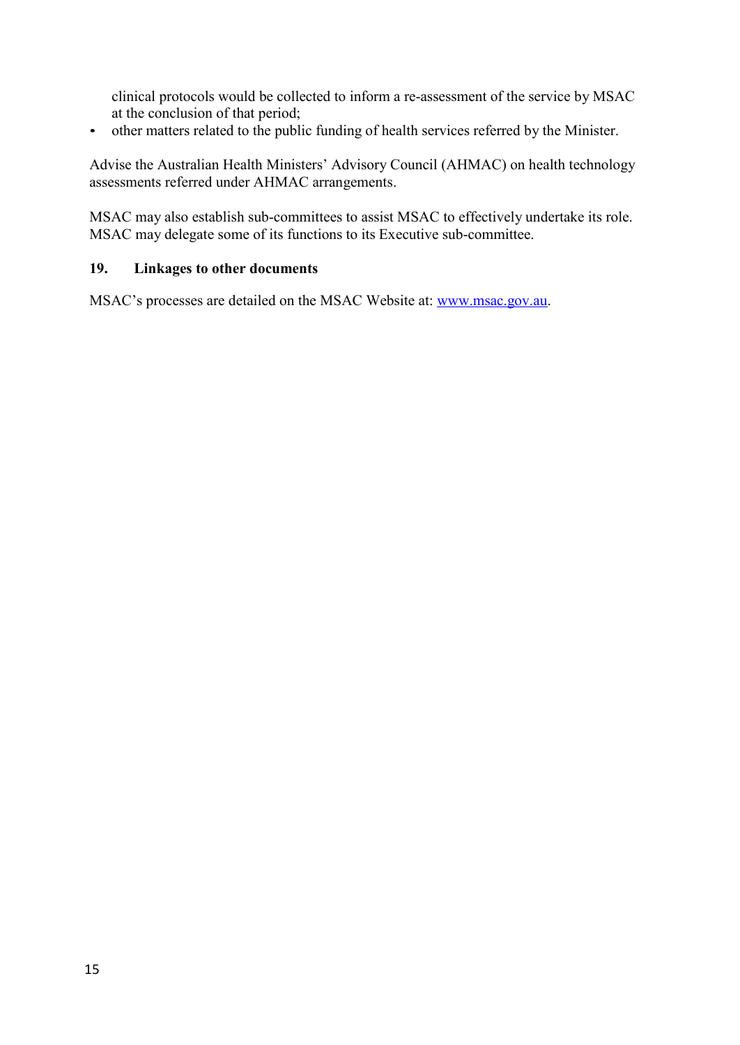clinical protocols would be collected to inform a re-assessment of the service by MSAC at the conclusion of that period;

- other matters related to the public funding of health services referred by the Minister.

Advise the Australian Health Ministers' Advisory Council (AHMAC) on health technology assessments referred under AHMAC arrangements.

MSAC may also establish sub-committees to assist MSAC to effectively undertake its role. MSAC may delegate some of its functions to its Executive sub-committee.

## 19. Linkages to other documents

MSAC's processes are detailed on the MSAC Website at: [www.msac.gov.au](http://www.msac.gov.au).